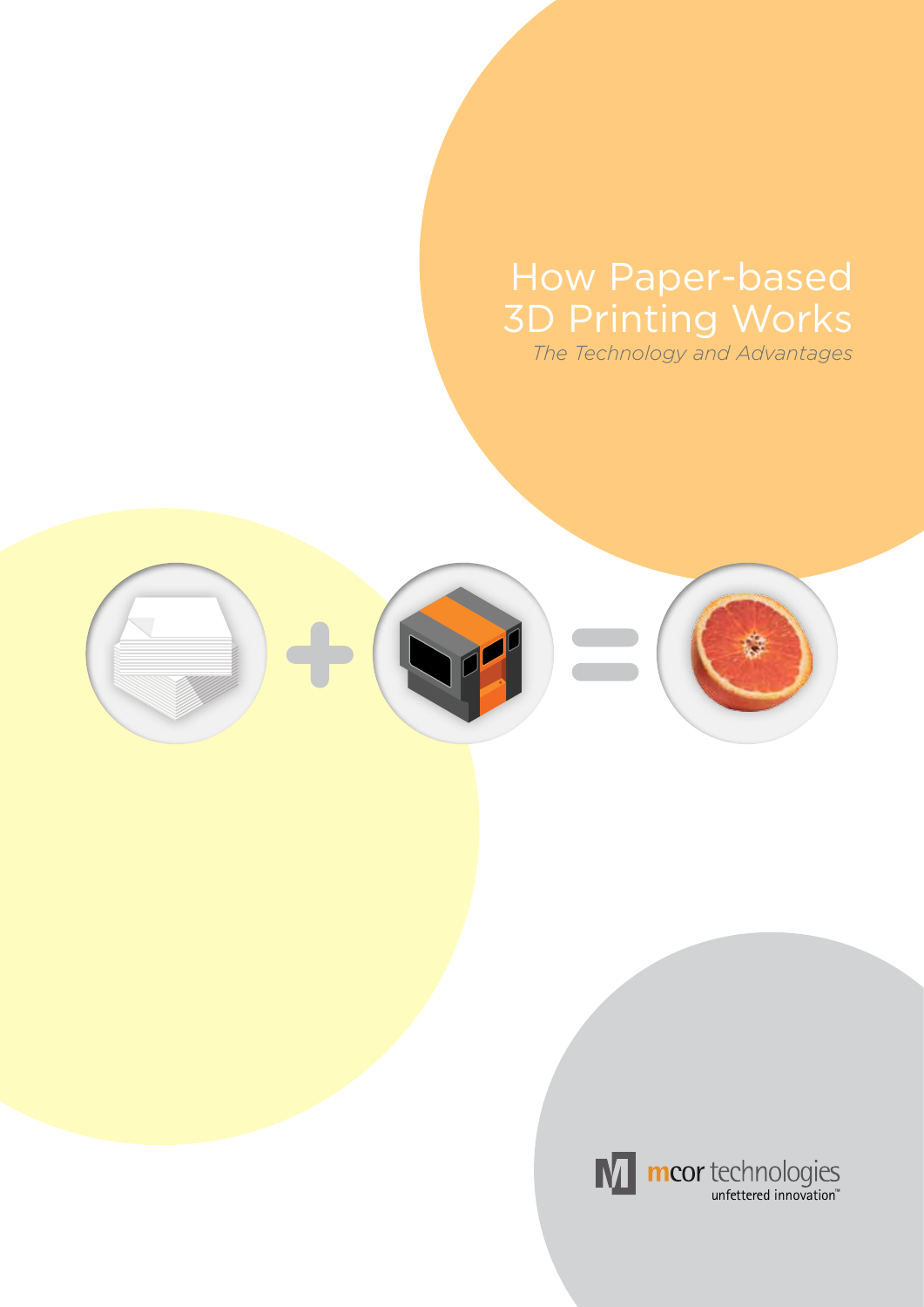# How Paper-based 3D Printing Works

*The Technology and Advantages*

mcor technologies
unfettered innovation™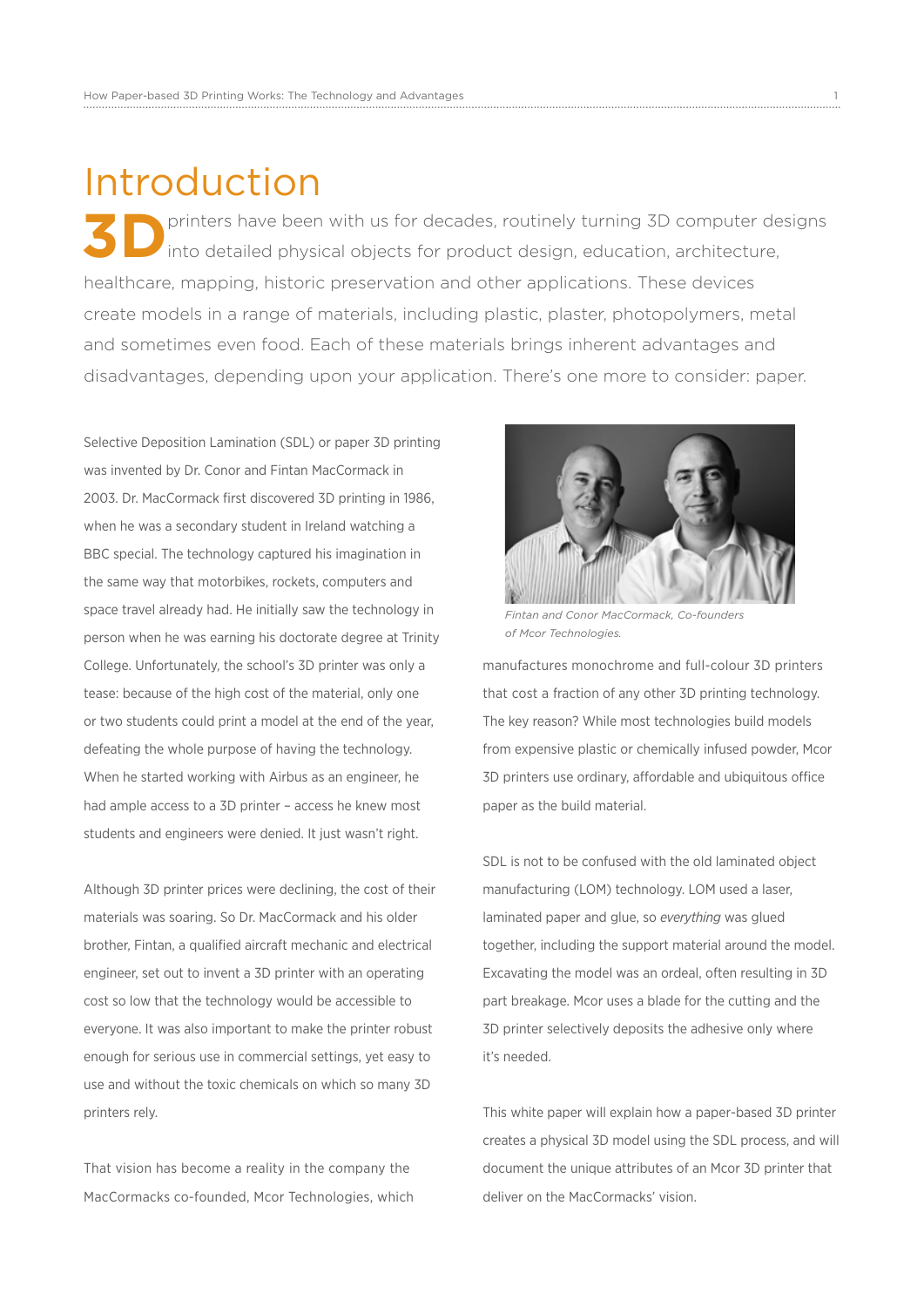# Introduction

**3D** printers have been with us for decades, routinely turning 3D computer designs into detailed physical objects for product design, education, architecture, healthcare, mapping, historic preservation and other applications. These devices create models in a range of materials, including plastic, plaster, photopolymers, metal and sometimes even food. Each of these materials brings inherent advantages and disadvantages, depending upon your application. There's one more to consider: paper.

Selective Deposition Lamination (SDL) or paper 3D printing was invented by Dr. Conor and Fintan MacCormack in 2003. Dr. MacCormack first discovered 3D printing in 1986, when he was a secondary student in Ireland watching a BBC special. The technology captured his imagination in the same way that motorbikes, rockets, computers and space travel already had. He initially saw the technology in person when he was earning his doctorate degree at Trinity College. Unfortunately, the school's 3D printer was only a tease: because of the high cost of the material, only one or two students could print a model at the end of the year, defeating the whole purpose of having the technology. When he started working with Airbus as an engineer, he had ample access to a 3D printer – access he knew most students and engineers were denied. It just wasn't right.

Although 3D printer prices were declining, the cost of their materials was soaring. So Dr. MacCormack and his older brother, Fintan, a qualified aircraft mechanic and electrical engineer, set out to invent a 3D printer with an operating cost so low that the technology would be accessible to everyone. It was also important to make the printer robust enough for serious use in commercial settings, yet easy to use and without the toxic chemicals on which so many 3D printers rely.

That vision has become a reality in the company the MacCormacks co-founded, Mcor Technologies, which manufactures monochrome and full-colour 3D printers that cost a fraction of any other 3D printing technology. The key reason? While most technologies build models from expensive plastic or chemically infused powder, Mcor 3D printers use ordinary, affordable and ubiquitous office paper as the build material.

*Fintan and Conor MacCormack, Co-founders of Mcor Technologies.*

SDL is not to be confused with the old laminated object manufacturing (LOM) technology. LOM used a laser, laminated paper and glue, so *everything* was glued together, including the support material around the model. Excavating the model was an ordeal, often resulting in 3D part breakage. Mcor uses a blade for the cutting and the 3D printer selectively deposits the adhesive only where it's needed.

This white paper will explain how a paper-based 3D printer creates a physical 3D model using the SDL process, and will document the unique attributes of an Mcor 3D printer that deliver on the MacCormacks' vision.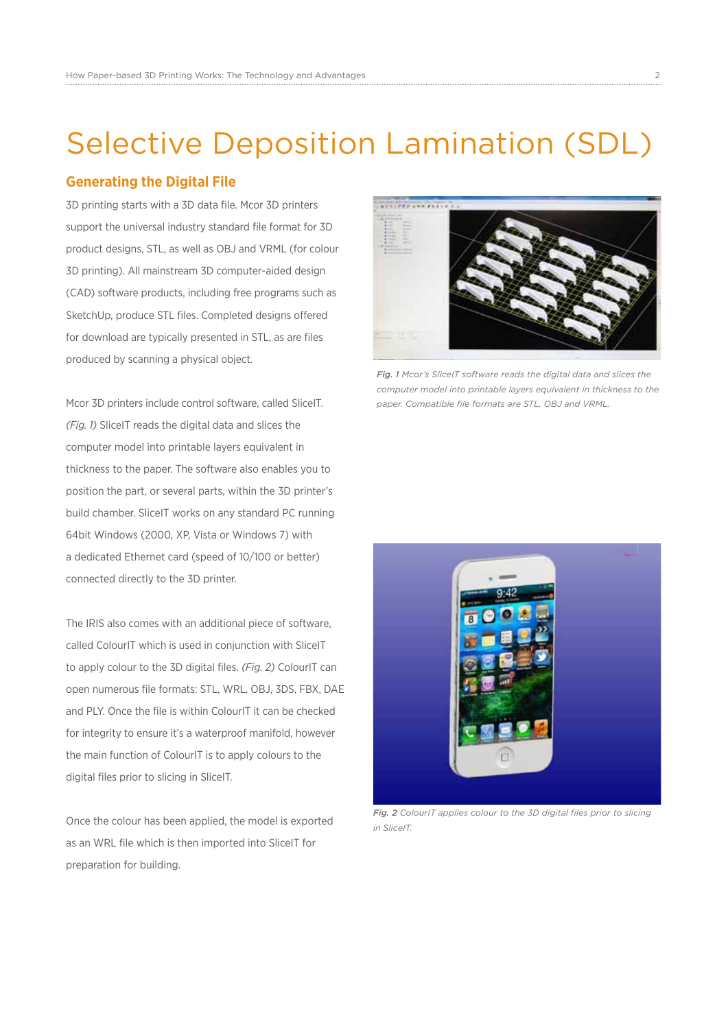# Selective Deposition Lamination (SDL)

## Generating the Digital File

3D printing starts with a 3D data file. Mcor 3D printers support the universal industry standard file format for 3D product designs, STL, as well as OBJ and VRML (for colour 3D printing). All mainstream 3D computer-aided design (CAD) software products, including free programs such as SketchUp, produce STL files. Completed designs offered for download are typically presented in STL, as are files produced by scanning a physical object.

Mcor 3D printers include control software, called SliceIT. *(Fig. 1)* SliceIT reads the digital data and slices the computer model into printable layers equivalent in thickness to the paper. The software also enables you to position the part, or several parts, within the 3D printer's build chamber. SliceIT works on any standard PC running 64bit Windows (2000, XP, Vista or Windows 7) with a dedicated Ethernet card (speed of 10/100 or better) connected directly to the 3D printer.

The IRIS also comes with an additional piece of software, called ColourIT which is used in conjunction with SliceIT to apply colour to the 3D digital files. *(Fig. 2)* ColourIT can open numerous file formats: STL, WRL, OBJ, 3DS, FBX, DAE and PLY. Once the file is within ColourIT it can be checked for integrity to ensure it's a waterproof manifold, however the main function of ColourIT is to apply colours to the digital files prior to slicing in SliceIT.

Once the colour has been applied, the model is exported as an WRL file which is then imported into SliceIT for preparation for building.

***Fig. 1** Mcor's SliceIT software reads the digital data and slices the computer model into printable layers equivalent in thickness to the paper. Compatible file formats are STL, OBJ and VRML.*

***Fig. 2** ColourIT applies colour to the 3D digital files prior to slicing in SliceIT.*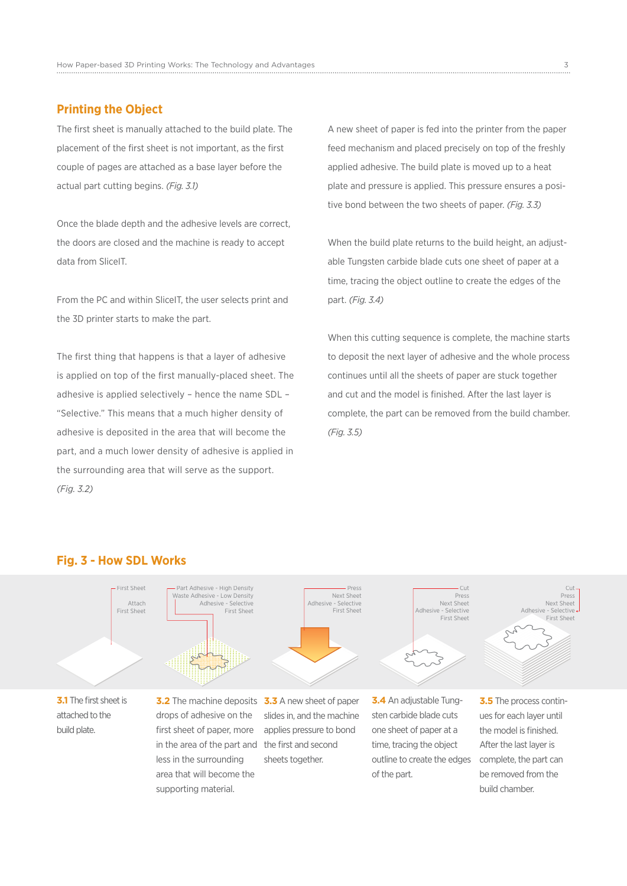## Printing the Object

The first sheet is manually attached to the build plate. The placement of the first sheet is not important, as the first couple of pages are attached as a base layer before the actual part cutting begins. *(Fig. 3.1)*

Once the blade depth and the adhesive levels are correct, the doors are closed and the machine is ready to accept data from SliceIT.

From the PC and within SliceIT, the user selects print and the 3D printer starts to make the part.

The first thing that happens is that a layer of adhesive is applied on top of the first manually-placed sheet. The adhesive is applied selectively – hence the name SDL – "Selective." This means that a much higher density of adhesive is deposited in the area that will become the part, and a much lower density of adhesive is applied in the surrounding area that will serve as the support. *(Fig. 3.2)*

A new sheet of paper is fed into the printer from the paper feed mechanism and placed precisely on top of the freshly applied adhesive. The build plate is moved up to a heat plate and pressure is applied. This pressure ensures a positive bond between the two sheets of paper. *(Fig. 3.3)*

When the build plate returns to the build height, an adjustable Tungsten carbide blade cuts one sheet of paper at a time, tracing the object outline to create the edges of the part. *(Fig. 3.4)*

When this cutting sequence is complete, the machine starts to deposit the next layer of adhesive and the whole process continues until all the sheets of paper are stuck together and cut and the model is finished. After the last layer is complete, the part can be removed from the build chamber. *(Fig. 3.5)*

## Fig. 3 - How SDL Works

First Sheet
Attach
First Sheet

Part Adhesive - High Density
Waste Adhesive - Low Density
Adhesive - Selective
First Sheet

Press
Next Sheet
Adhesive - Selective
First Sheet

Cut
Press
Next Sheet
Adhesive - Selective
First Sheet

Cut
Press
Next Sheet
Adhesive - Selective
First Sheet

**3.1** The first sheet is attached to the build plate.

**3.2** The machine deposits drops of adhesive on the first sheet of paper, more in the area of the part and less in the surrounding area that will become the supporting material.

**3.3** A new sheet of paper slides in, and the machine applies pressure to bond the first and second sheets together.

**3.4** An adjustable Tungsten carbide blade cuts one sheet of paper at a time, tracing the object outline to create the edges of the part.

**3.5** The process continues for each layer until the model is finished. After the last layer is complete, the part can be removed from the build chamber.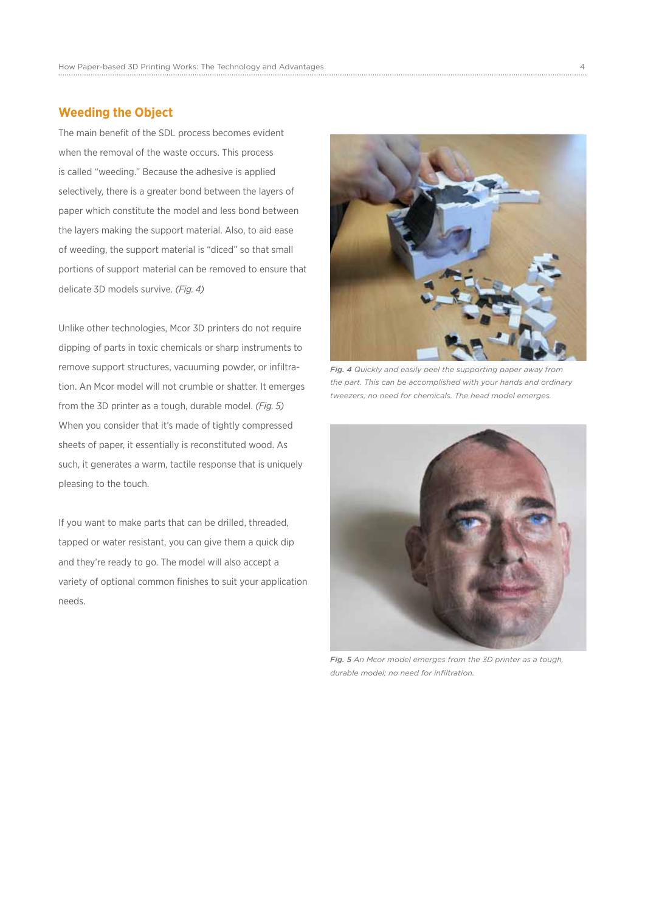## Weeding the Object

The main benefit of the SDL process becomes evident when the removal of the waste occurs. This process is called "weeding." Because the adhesive is applied selectively, there is a greater bond between the layers of paper which constitute the model and less bond between the layers making the support material. Also, to aid ease of weeding, the support material is "diced" so that small portions of support material can be removed to ensure that delicate 3D models survive. *(Fig. 4)*

Unlike other technologies, Mcor 3D printers do not require dipping of parts in toxic chemicals or sharp instruments to remove support structures, vacuuming powder, or infiltration. An Mcor model will not crumble or shatter. It emerges from the 3D printer as a tough, durable model. *(Fig. 5)* When you consider that it's made of tightly compressed sheets of paper, it essentially is reconstituted wood. As such, it generates a warm, tactile response that is uniquely pleasing to the touch.

If you want to make parts that can be drilled, threaded, tapped or water resistant, you can give them a quick dip and they're ready to go. The model will also accept a variety of optional common finishes to suit your application needs.

***Fig. 4*** *Quickly and easily peel the supporting paper away from the part. This can be accomplished with your hands and ordinary tweezers; no need for chemicals. The head model emerges.*

***Fig. 5*** *An Mcor model emerges from the 3D printer as a tough, durable model; no need for infiltration.*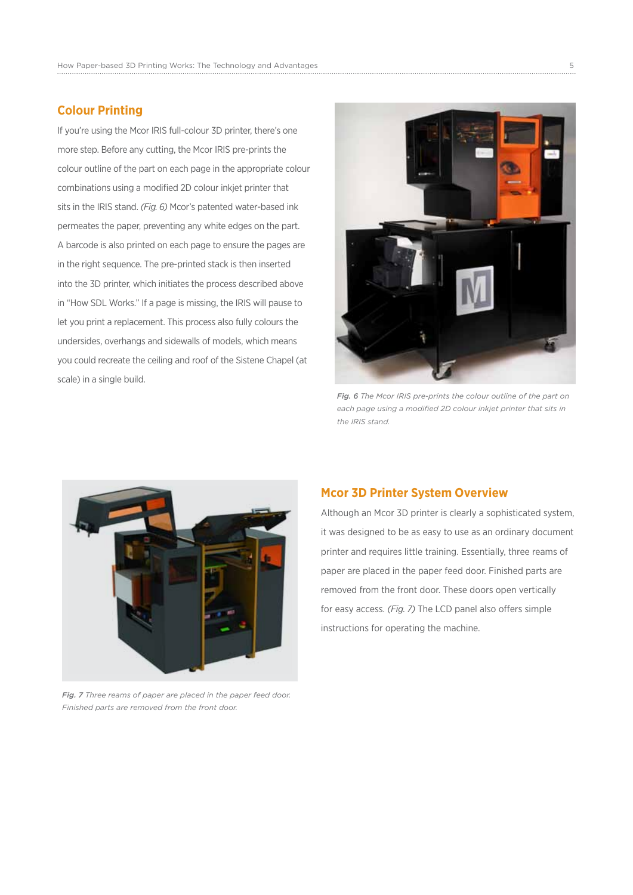## Colour Printing

If you're using the Mcor IRIS full-colour 3D printer, there's one more step. Before any cutting, the Mcor IRIS pre-prints the colour outline of the part on each page in the appropriate colour combinations using a modified 2D colour inkjet printer that sits in the IRIS stand. *(Fig. 6)* Mcor's patented water-based ink permeates the paper, preventing any white edges on the part. A barcode is also printed on each page to ensure the pages are in the right sequence. The pre-printed stack is then inserted into the 3D printer, which initiates the process described above in "How SDL Works." If a page is missing, the IRIS will pause to let you print a replacement. This process also fully colours the undersides, overhangs and sidewalls of models, which means you could recreate the ceiling and roof of the Sistene Chapel (at scale) in a single build.

***Fig. 6*** *The Mcor IRIS pre-prints the colour outline of the part on each page using a modified 2D colour inkjet printer that sits in the IRIS stand.*

## Mcor 3D Printer System Overview

Although an Mcor 3D printer is clearly a sophisticated system, it was designed to be as easy to use as an ordinary document printer and requires little training. Essentially, three reams of paper are placed in the paper feed door. Finished parts are removed from the front door. These doors open vertically for easy access. *(Fig. 7)* The LCD panel also offers simple instructions for operating the machine.

***Fig. 7*** *Three reams of paper are placed in the paper feed door. Finished parts are removed from the front door.*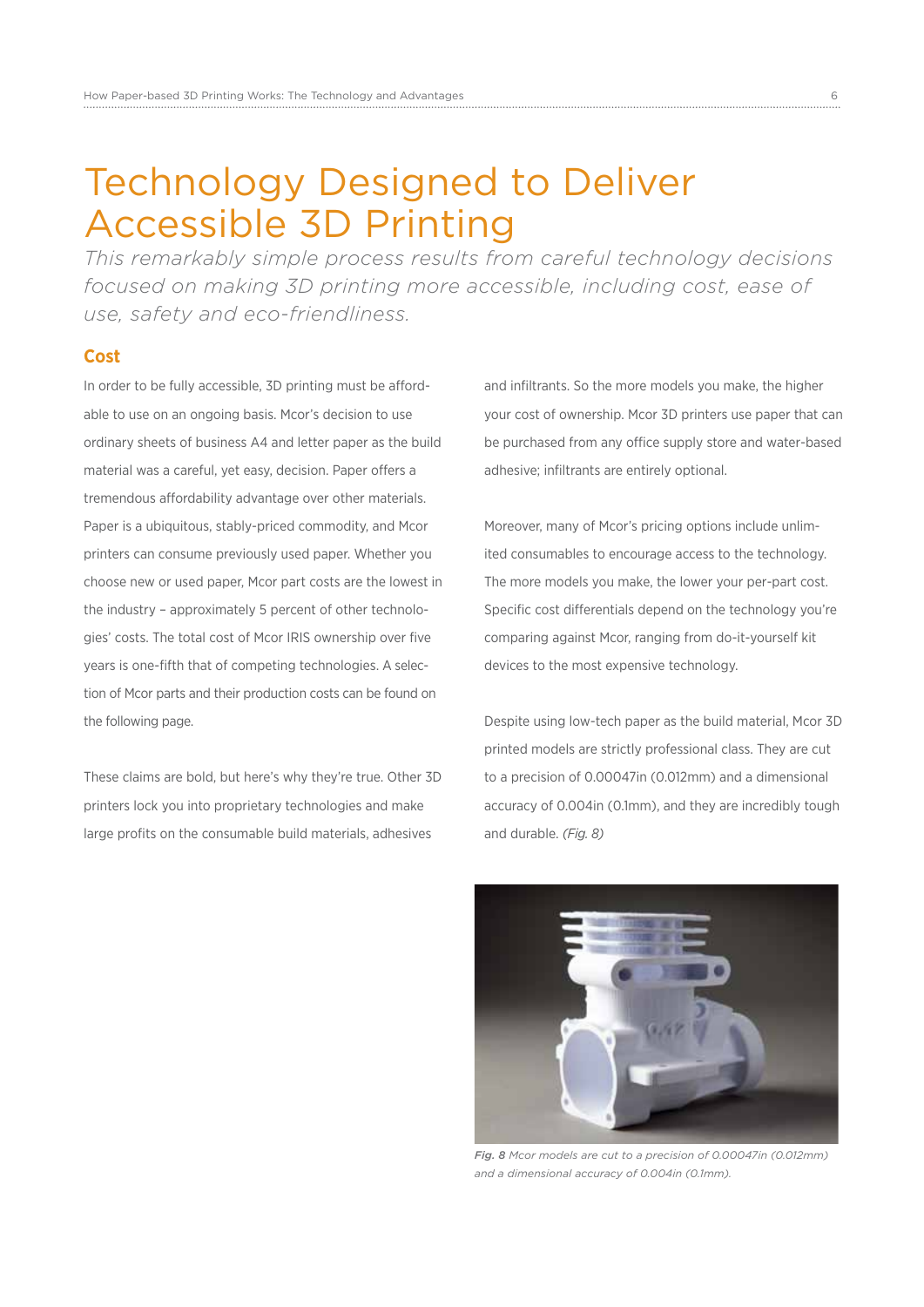# Technology Designed to Deliver Accessible 3D Printing

*This remarkably simple process results from careful technology decisions focused on making 3D printing more accessible, including cost, ease of use, safety and eco-friendliness.*

## Cost

In order to be fully accessible, 3D printing must be affordable to use on an ongoing basis. Mcor's decision to use ordinary sheets of business A4 and letter paper as the build material was a careful, yet easy, decision. Paper offers a tremendous affordability advantage over other materials. Paper is a ubiquitous, stably-priced commodity, and Mcor printers can consume previously used paper. Whether you choose new or used paper, Mcor part costs are the lowest in the industry – approximately 5 percent of other technologies' costs. The total cost of Mcor IRIS ownership over five years is one-fifth that of competing technologies. A selection of Mcor parts and their production costs can be found on the following page.

These claims are bold, but here's why they're true. Other 3D printers lock you into proprietary technologies and make large profits on the consumable build materials, adhesives and infiltrants. So the more models you make, the higher your cost of ownership. Mcor 3D printers use paper that can be purchased from any office supply store and water-based adhesive; infiltrants are entirely optional.

Moreover, many of Mcor's pricing options include unlimited consumables to encourage access to the technology. The more models you make, the lower your per-part cost. Specific cost differentials depend on the technology you're comparing against Mcor, ranging from do-it-yourself kit devices to the most expensive technology.

Despite using low-tech paper as the build material, Mcor 3D printed models are strictly professional class. They are cut to a precision of 0.00047in (0.012mm) and a dimensional accuracy of 0.004in (0.1mm), and they are incredibly tough and durable. *(Fig. 8)*

***Fig. 8*** *Mcor models are cut to a precision of 0.00047in (0.012mm) and a dimensional accuracy of 0.004in (0.1mm).*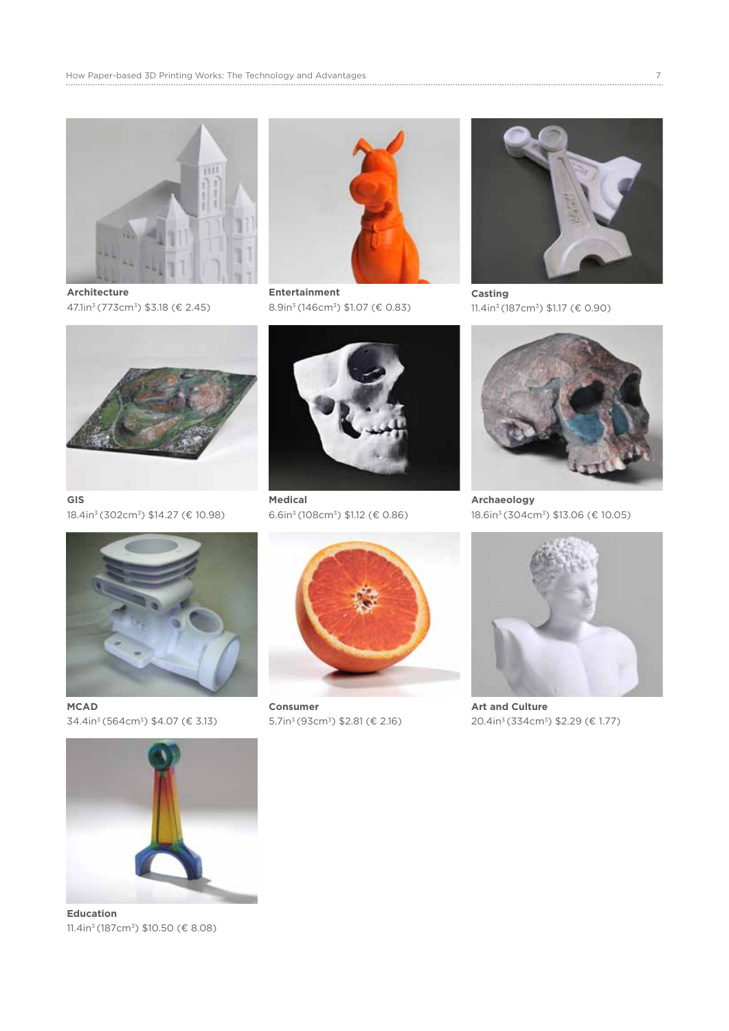**Architecture**
47.1in$^3$ (773cm$^3$) $3.18 (€ 2.45)

**Entertainment**
8.9in$^3$ (146cm$^3$) $1.07 (€ 0.83)

**Casting**
11.4in$^3$ (187cm$^3$) $1.17 (€ 0.90)

**GIS**
18.4in$^3$ (302cm$^3$) $14.27 (€ 10.98)

**Medical**
6.6in$^3$ (108cm$^3$) $1.12 (€ 0.86)

**Archaeology**
18.6in$^3$ (304cm$^3$) $13.06 (€ 10.05)

**MCAD**
34.4in$^3$ (564cm$^3$) $4.07 (€ 3.13)

**Consumer**
5.7in$^3$ (93cm$^3$) $2.81 (€ 2.16)

**Art and Culture**
20.4in$^3$ (334cm$^3$) $2.29 (€ 1.77)

**Education**
11.4in$^3$ (187cm$^3$) $10.50 (€ 8.08)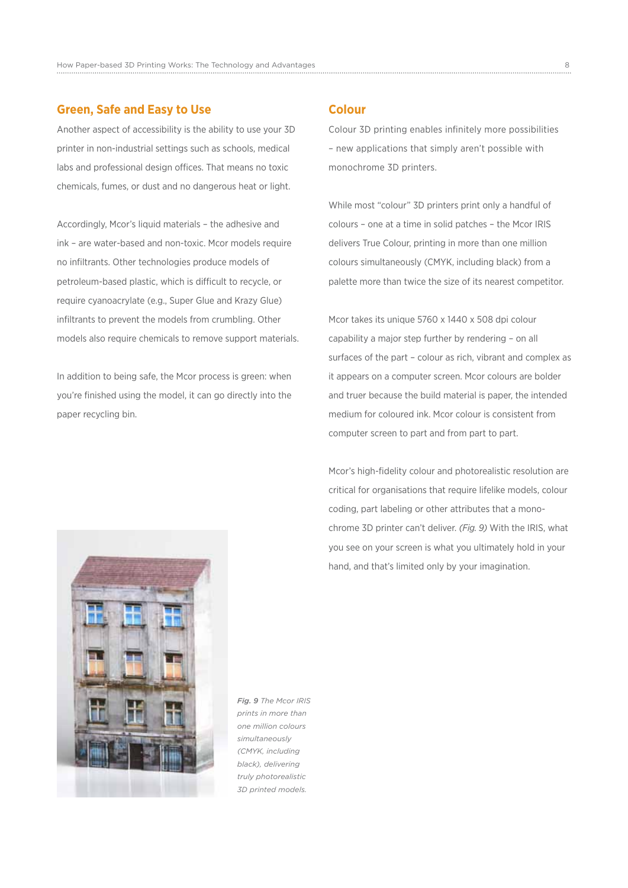## Green, Safe and Easy to Use

Another aspect of accessibility is the ability to use your 3D printer in non-industrial settings such as schools, medical labs and professional design offices. That means no toxic chemicals, fumes, or dust and no dangerous heat or light.

Accordingly, Mcor's liquid materials – the adhesive and ink – are water-based and non-toxic. Mcor models require no infiltrants. Other technologies produce models of petroleum-based plastic, which is difficult to recycle, or require cyanoacrylate (e.g., Super Glue and Krazy Glue) infiltrants to prevent the models from crumbling. Other models also require chemicals to remove support materials.

In addition to being safe, the Mcor process is green: when you're finished using the model, it can go directly into the paper recycling bin.

*Fig. 9 The Mcor IRIS prints in more than one million colours simultaneously (CMYK, including black), delivering truly photorealistic 3D printed models.*

## Colour

Colour 3D printing enables infinitely more possibilities – new applications that simply aren't possible with monochrome 3D printers.

While most "colour" 3D printers print only a handful of colours – one at a time in solid patches – the Mcor IRIS delivers True Colour, printing in more than one million colours simultaneously (CMYK, including black) from a palette more than twice the size of its nearest competitor.

Mcor takes its unique 5760 x 1440 x 508 dpi colour capability a major step further by rendering – on all surfaces of the part – colour as rich, vibrant and complex as it appears on a computer screen. Mcor colours are bolder and truer because the build material is paper, the intended medium for coloured ink. Mcor colour is consistent from computer screen to part and from part to part.

Mcor's high-fidelity colour and photorealistic resolution are critical for organisations that require lifelike models, colour coding, part labeling or other attributes that a monochrome 3D printer can't deliver. *(Fig. 9)* With the IRIS, what you see on your screen is what you ultimately hold in your hand, and that's limited only by your imagination.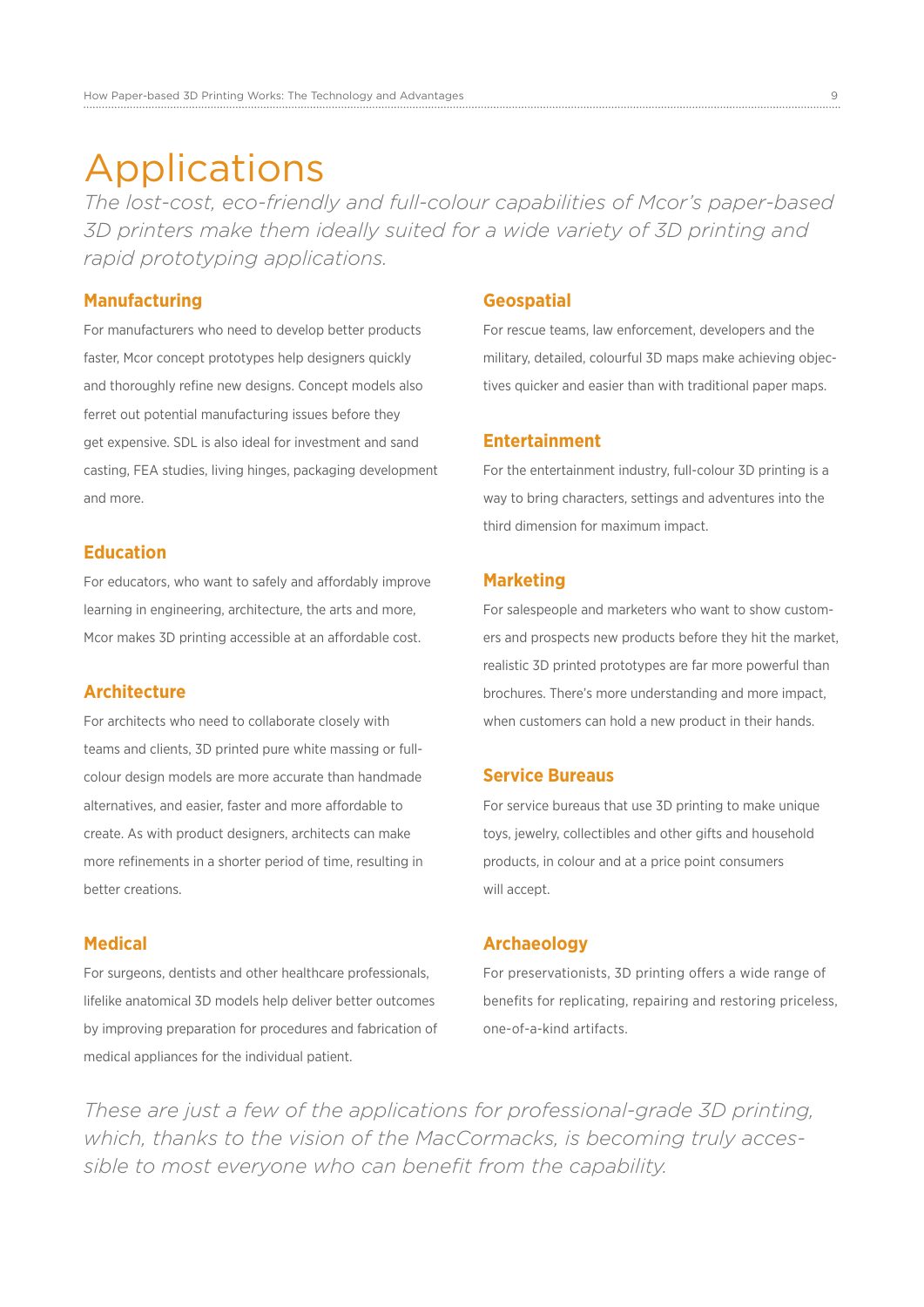# Applications

*The lost-cost, eco-friendly and full-colour capabilities of Mcor's paper-based 3D printers make them ideally suited for a wide variety of 3D printing and rapid prototyping applications.*

## Manufacturing

For manufacturers who need to develop better products faster, Mcor concept prototypes help designers quickly and thoroughly refine new designs. Concept models also ferret out potential manufacturing issues before they get expensive. SDL is also ideal for investment and sand casting, FEA studies, living hinges, packaging development and more.

## Education

For educators, who want to safely and affordably improve learning in engineering, architecture, the arts and more, Mcor makes 3D printing accessible at an affordable cost.

## Architecture

For architects who need to collaborate closely with teams and clients, 3D printed pure white massing or full-colour design models are more accurate than handmade alternatives, and easier, faster and more affordable to create. As with product designers, architects can make more refinements in a shorter period of time, resulting in better creations.

## Medical

For surgeons, dentists and other healthcare professionals, lifelike anatomical 3D models help deliver better outcomes by improving preparation for procedures and fabrication of medical appliances for the individual patient.

## Geospatial

For rescue teams, law enforcement, developers and the military, detailed, colourful 3D maps make achieving objectives quicker and easier than with traditional paper maps.

## Entertainment

For the entertainment industry, full-colour 3D printing is a way to bring characters, settings and adventures into the third dimension for maximum impact.

## Marketing

For salespeople and marketers who want to show customers and prospects new products before they hit the market, realistic 3D printed prototypes are far more powerful than brochures. There's more understanding and more impact, when customers can hold a new product in their hands.

## Service Bureaus

For service bureaus that use 3D printing to make unique toys, jewelry, collectibles and other gifts and household products, in colour and at a price point consumers will accept.

## Archaeology

For preservationists, 3D printing offers a wide range of benefits for replicating, repairing and restoring priceless, one-of-a-kind artifacts.

*These are just a few of the applications for professional-grade 3D printing, which, thanks to the vision of the MacCormacks, is becoming truly accessible to most everyone who can benefit from the capability.*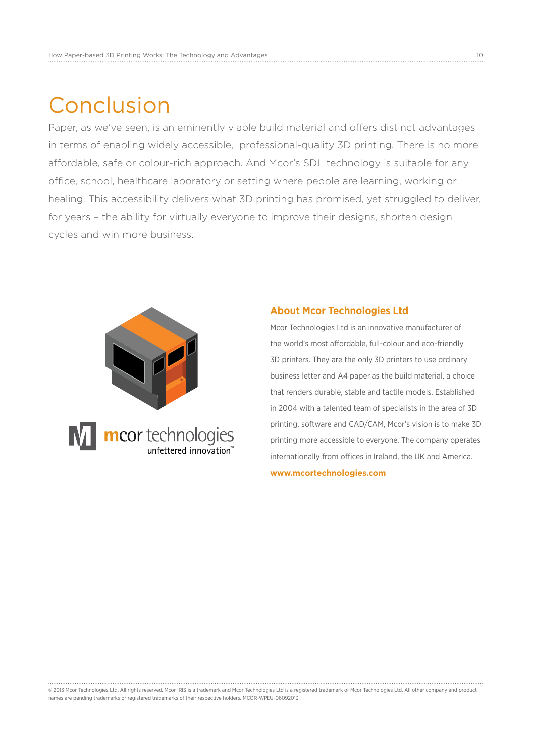# Conclusion

Paper, as we've seen, is an eminently viable build material and offers distinct advantages in terms of enabling widely accessible, professional-quality 3D printing. There is no more affordable, safe or colour-rich approach. And Mcor's SDL technology is suitable for any office, school, healthcare laboratory or setting where people are learning, working or healing. This accessibility delivers what 3D printing has promised, yet struggled to deliver, for years – the ability for virtually everyone to improve their designs, shorten design cycles and win more business.

mcor technologies
unfettered innovation™

## About Mcor Technologies Ltd

Mcor Technologies Ltd is an innovative manufacturer of the world's most affordable, full-colour and eco-friendly 3D printers. They are the only 3D printers to use ordinary business letter and A4 paper as the build material, a choice that renders durable, stable and tactile models. Established in 2004 with a talented team of specialists in the area of 3D printing, software and CAD/CAM, Mcor's vision is to make 3D printing more accessible to everyone. The company operates internationally from offices in Ireland, the UK and America.

**www.mcortechnologies.com**

© 2013 Mcor Technologies Ltd. All rights reserved. Mcor IRIS is a trademark and Mcor Technologies Ltd is a registered trademark of Mcor Technologies Ltd. All other company and product names are pending trademarks or registered trademarks of their respective holders. MCOR-WPEU-06092013